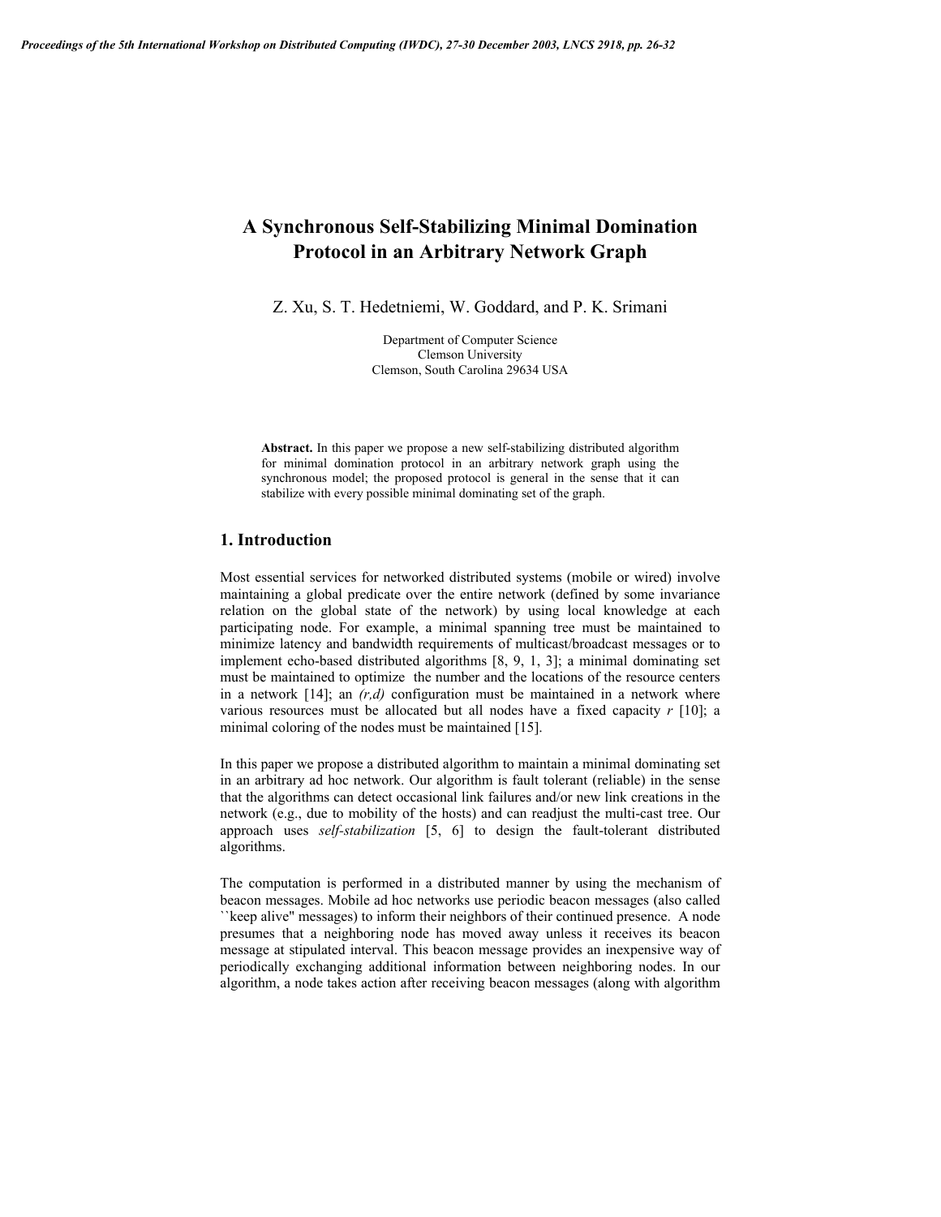# A Synchronous Self-Stabilizing Minimal Domination Protocol in an Arbitrary Network Graph

Z. Xu, S. T. Hedetniemi, W. Goddard, and P. K. Srimani

Department of Computer Science
Clemson University
Clemson, South Carolina 29634 USA

**Abstract.** In this paper we propose a new self-stabilizing distributed algorithm for minimal domination protocol in an arbitrary network graph using the synchronous model; the proposed protocol is general in the sense that it can stabilize with every possible minimal dominating set of the graph.

## 1. Introduction

Most essential services for networked distributed systems (mobile or wired) involve maintaining a global predicate over the entire network (defined by some invariance relation on the global state of the network) by using local knowledge at each participating node. For example, a minimal spanning tree must be maintained to minimize latency and bandwidth requirements of multicast/broadcast messages or to implement echo-based distributed algorithms [8, 9, 1, 3]; a minimal dominating set must be maintained to optimize the number and the locations of the resource centers in a network [14]; an *(r,d)* configuration must be maintained in a network where various resources must be allocated but all nodes have a fixed capacity *r* [10]; a minimal coloring of the nodes must be maintained [15].

In this paper we propose a distributed algorithm to maintain a minimal dominating set in an arbitrary ad hoc network. Our algorithm is fault tolerant (reliable) in the sense that the algorithms can detect occasional link failures and/or new link creations in the network (e.g., due to mobility of the hosts) and can readjust the multi-cast tree. Our approach uses *self-stabilization* [5, 6] to design the fault-tolerant distributed algorithms.

The computation is performed in a distributed manner by using the mechanism of beacon messages. Mobile ad hoc networks use periodic beacon messages (also called ``keep alive'' messages) to inform their neighbors of their continued presence. A node presumes that a neighboring node has moved away unless it receives its beacon message at stipulated interval. This beacon message provides an inexpensive way of periodically exchanging additional information between neighboring nodes. In our algorithm, a node takes action after receiving beacon messages (along with algorithm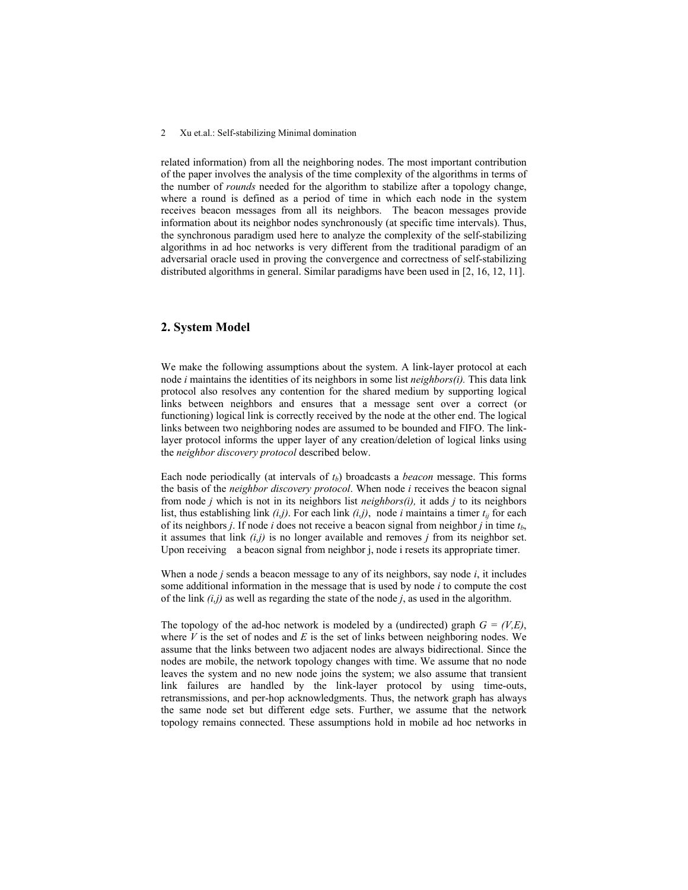related information) from all the neighboring nodes. The most important contribution of the paper involves the analysis of the time complexity of the algorithms in terms of the number of *rounds* needed for the algorithm to stabilize after a topology change, where a round is defined as a period of time in which each node in the system receives beacon messages from all its neighbors. The beacon messages provide information about its neighbor nodes synchronously (at specific time intervals). Thus, the synchronous paradigm used here to analyze the complexity of the self-stabilizing algorithms in ad hoc networks is very different from the traditional paradigm of an adversarial oracle used in proving the convergence and correctness of self-stabilizing distributed algorithms in general. Similar paradigms have been used in [2, 16, 12, 11].

## 2. System Model

We make the following assumptions about the system. A link-layer protocol at each node *i* maintains the identities of its neighbors in some list *neighbors(i).* This data link protocol also resolves any contention for the shared medium by supporting logical links between neighbors and ensures that a message sent over a correct (or functioning) logical link is correctly received by the node at the other end. The logical links between two neighboring nodes are assumed to be bounded and FIFO. The link-layer protocol informs the upper layer of any creation/deletion of logical links using the *neighbor discovery protocol* described below.

Each node periodically (at intervals of $t_b$) broadcasts a *beacon* message. This forms the basis of the *neighbor discovery protocol*. When node *i* receives the beacon signal from node *j* which is not in its neighbors list *neighbors(i),* it adds *j* to its neighbors list, thus establishing link *(i,j)*. For each link *(i,j)*, node *i* maintains a timer $t_{ij}$ for each of its neighbors *j*. If node *i* does not receive a beacon signal from neighbor *j* in time $t_b$, it assumes that link *(i,j)* is no longer available and removes *j* from its neighbor set. Upon receiving a beacon signal from neighbor j, node i resets its appropriate timer.

When a node *j* sends a beacon message to any of its neighbors, say node *i*, it includes some additional information in the message that is used by node *i* to compute the cost of the link *(i,j)* as well as regarding the state of the node *j*, as used in the algorithm.

The topology of the ad-hoc network is modeled by a (undirected) graph $G = (V,E)$, where $V$ is the set of nodes and $E$ is the set of links between neighboring nodes. We assume that the links between two adjacent nodes are always bidirectional. Since the nodes are mobile, the network topology changes with time. We assume that no node leaves the system and no new node joins the system; we also assume that transient link failures are handled by the link-layer protocol by using time-outs, retransmissions, and per-hop acknowledgments. Thus, the network graph has always the same node set but different edge sets. Further, we assume that the network topology remains connected. These assumptions hold in mobile ad hoc networks in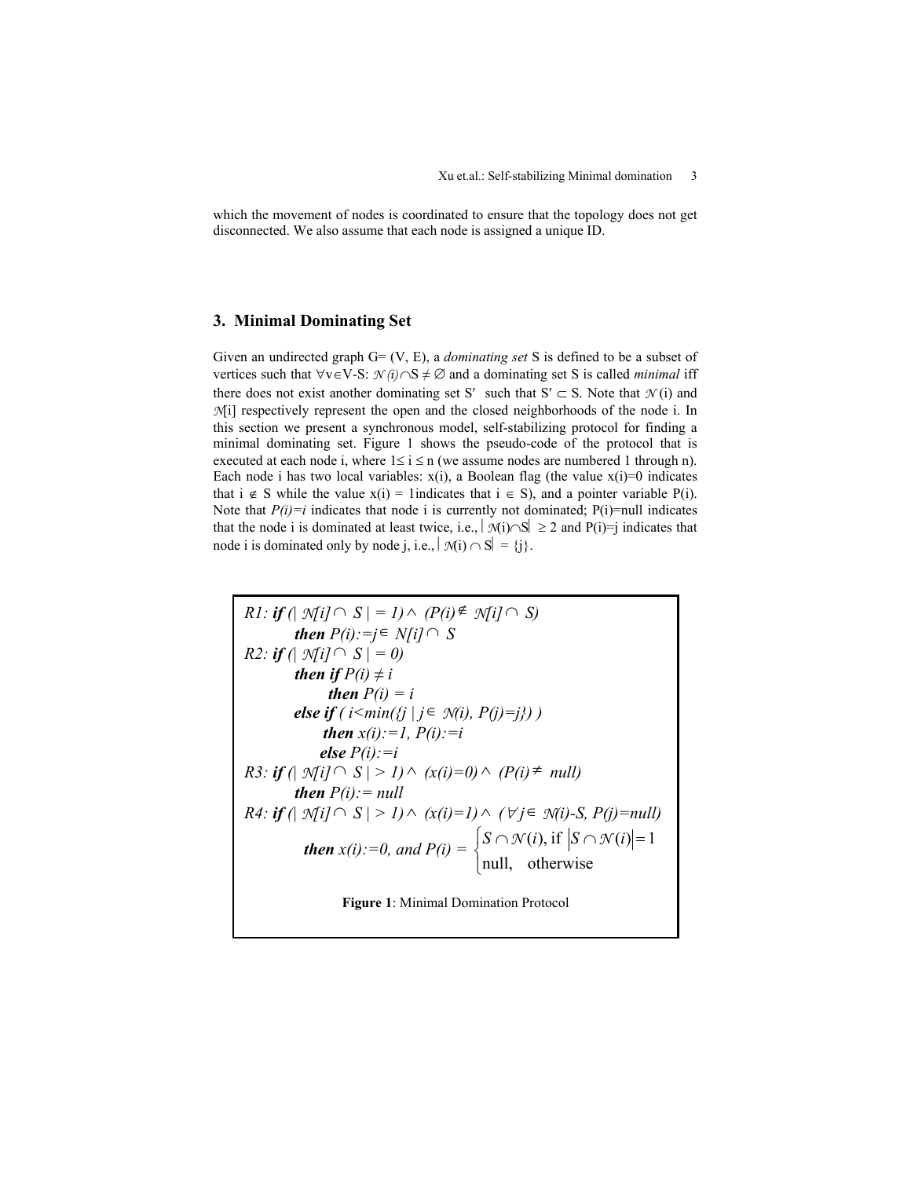which the movement of nodes is coordinated to ensure that the topology does not get disconnected. We also assume that each node is assigned a unique ID.

## 3. Minimal Dominating Set

Given an undirected graph G= (V, E), a *dominating set* S is defined to be a subset of vertices such that $\forall v \in V\text{-}S$: $\mathcal{N}(i) \cap S \neq \emptyset$ and a dominating set S is called *minimal* iff there does not exist another dominating set S′ such that $S' \subset S$. Note that $\mathcal{N}(i)$ and $\mathcal{N}[i]$ respectively represent the open and the closed neighborhoods of the node i. In this section we present a synchronous model, self-stabilizing protocol for finding a minimal dominating set. Figure 1 shows the pseudo-code of the protocol that is executed at each node i, where $1 \leq i \leq n$ (we assume nodes are numbered 1 through n). Each node i has two local variables: x(i), a Boolean flag (the value x(i)=0 indicates that $i \notin S$ while the value x(i) = 1indicates that $i \in S$), and a pointer variable P(i). Note that *P(i)=i* indicates that node i is currently not dominated; P(i)=null indicates that the node i is dominated at least twice, i.e., $|\mathcal{N}(i) \cap S| \geq 2$ and P(i)=j indicates that node i is dominated only by node j, i.e., $|\mathcal{N}(i) \cap S| = \{j\}$.

*R1:* ***if*** *$(|\mathcal{N}[i] \cap S| = 1) \wedge (P(i) \notin \mathcal{N}[i] \cap S)$*
&emsp;&emsp;***then*** *$P(i) := j \in N[i] \cap S$*
*R2:* ***if*** *$(|\mathcal{N}[i] \cap S| = 0)$*
&emsp;&emsp;***then if*** *$P(i) \neq i$*
&emsp;&emsp;&emsp;&emsp;***then*** *$P(i) = i$*
&emsp;&emsp;***else if*** *$(i < \min(\{j \mid j \in \mathcal{N}(i), P(j) = j\}))$*
&emsp;&emsp;&emsp;&emsp;***then*** *$x(i) := 1, P(i) := i$*
&emsp;&emsp;&emsp;***else*** *$P(i) := i$*
*R3:* ***if*** *$(|\mathcal{N}[i] \cap S| > 1) \wedge (x(i) = 0) \wedge (P(i) \neq null)$*
&emsp;&emsp;***then*** *$P(i) := null$*
*R4:* ***if*** *$(|\mathcal{N}[i] \cap S| > 1) \wedge (x(i) = 1) \wedge (\forall j \in \mathcal{N}(i)\text{-}S, P(j) = null)$*

$$\textbf{\textit{then}}\ x(i) := 0,\ \text{and}\ P(i) = \begin{cases} S \cap \mathcal{N}(i), \text{ if } |S \cap \mathcal{N}(i)| = 1 \\ \text{null}, \quad \text{otherwise} \end{cases}$$

**Figure 1**: Minimal Domination Protocol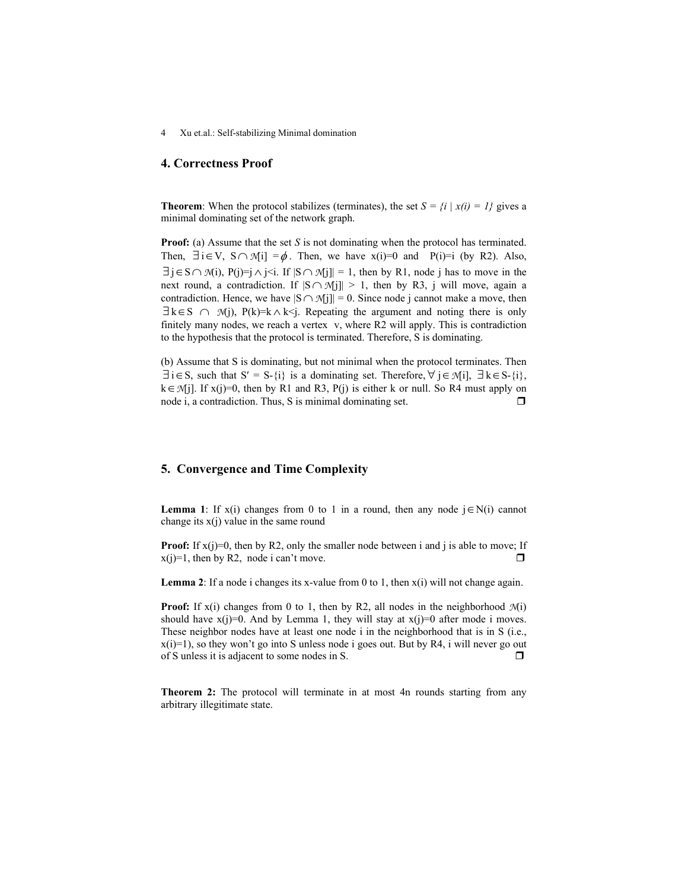## 4. Correctness Proof

**Theorem**: When the protocol stabilizes (terminates), the set $S = \{i \mid x(i) = 1\}$ gives a minimal dominating set of the network graph.

**Proof:** (a) Assume that the set *S* is not dominating when the protocol has terminated. Then, $\exists\, i \in V$, $S \cap \mathcal{N}[i] = \phi$. Then, we have x(i)=0 and P(i)=i (by R2). Also, $\exists\, j \in S \cap \mathcal{N}(i)$, $P(j)=j \wedge j<i$. If $|S \cap \mathcal{N}[j]| = 1$, then by R1, node j has to move in the next round, a contradiction. If $|S \cap \mathcal{N}[j]| > 1$, then by R3, j will move, again a contradiction. Hence, we have $|S \cap \mathcal{N}[j]| = 0$. Since node j cannot make a move, then $\exists\, k \in S \cap \mathcal{N}(j)$, $P(k)=k \wedge k<j$. Repeating the argument and noting there is only finitely many nodes, we reach a vertex v, where R2 will apply. This is contradiction to the hypothesis that the protocol is terminated. Therefore, S is dominating.

(b) Assume that S is dominating, but not minimal when the protocol terminates. Then $\exists\, i \in S$, such that $S' = S-\{i\}$ is a dominating set. Therefore, $\forall\, j \in \mathcal{N}[i]$, $\exists\, k \in S-\{i\}$, $k \in \mathcal{N}[j]$. If x(j)=0, then by R1 and R3, P(j) is either k or null. So R4 must apply on node i, a contradiction. Thus, S is minimal dominating set. ❒

## 5. Convergence and Time Complexity

**Lemma 1**: If x(i) changes from 0 to 1 in a round, then any node $j \in N(i)$ cannot change its x(j) value in the same round

**Proof:** If x(j)=0, then by R2, only the smaller node between i and j is able to move; If x(j)=1, then by R2, node i can't move. ❒

**Lemma 2**: If a node i changes its x-value from 0 to 1, then x(i) will not change again.

**Proof:** If x(i) changes from 0 to 1, then by R2, all nodes in the neighborhood $\mathcal{N}(i)$ should have x(j)=0. And by Lemma 1, they will stay at x(j)=0 after mode i moves. These neighbor nodes have at least one node i in the neighborhood that is in S (i.e., x(i)=1), so they won't go into S unless node i goes out. But by R4, i will never go out of S unless it is adjacent to some nodes in S. ❒

**Theorem 2:** The protocol will terminate in at most 4n rounds starting from any arbitrary illegitimate state.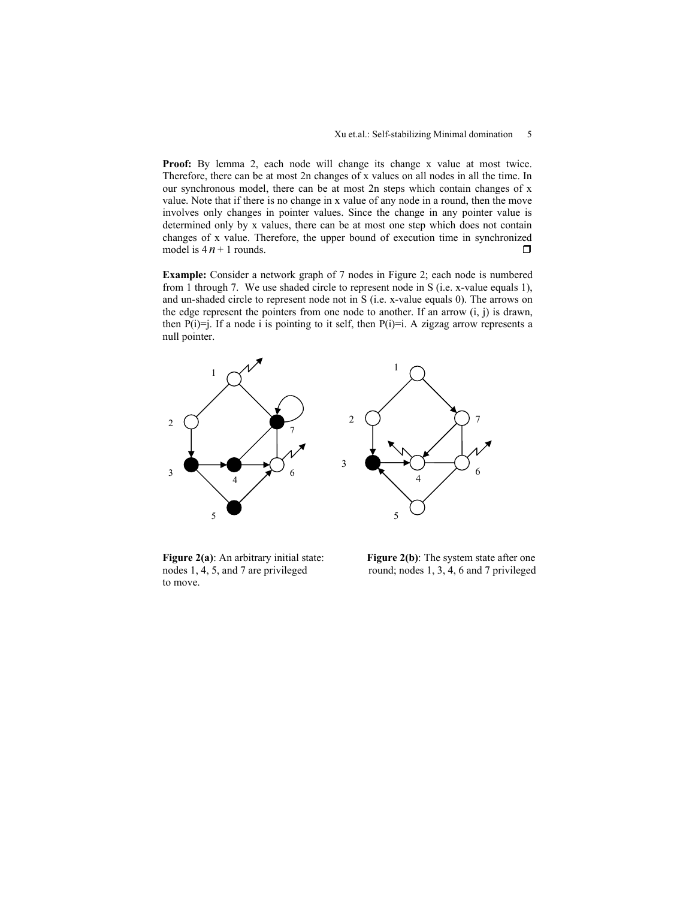**Proof:** By lemma 2, each node will change its change x value at most twice. Therefore, there can be at most 2n changes of x values on all nodes in all the time. In our synchronous model, there can be at most 2n steps which contain changes of x value. Note that if there is no change in x value of any node in a round, then the move involves only changes in pointer values. Since the change in any pointer value is determined only by x values, there can be at most one step which does not contain changes of x value. Therefore, the upper bound of execution time in synchronized model is $4n + 1$ rounds. ❐

**Example:** Consider a network graph of 7 nodes in Figure 2; each node is numbered from 1 through 7. We use shaded circle to represent node in S (i.e. x-value equals 1), and un-shaded circle to represent node not in S (i.e. x-value equals 0). The arrows on the edge represent the pointers from one node to another. If an arrow (i, j) is drawn, then P(i)=j. If a node i is pointing to it self, then P(i)=i. A zigzag arrow represents a null pointer.

**Figure 2(a)**: An arbitrary initial state: nodes 1, 4, 5, and 7 are privileged to move.

**Figure 2(b)**: The system state after one round; nodes 1, 3, 4, 6 and 7 privileged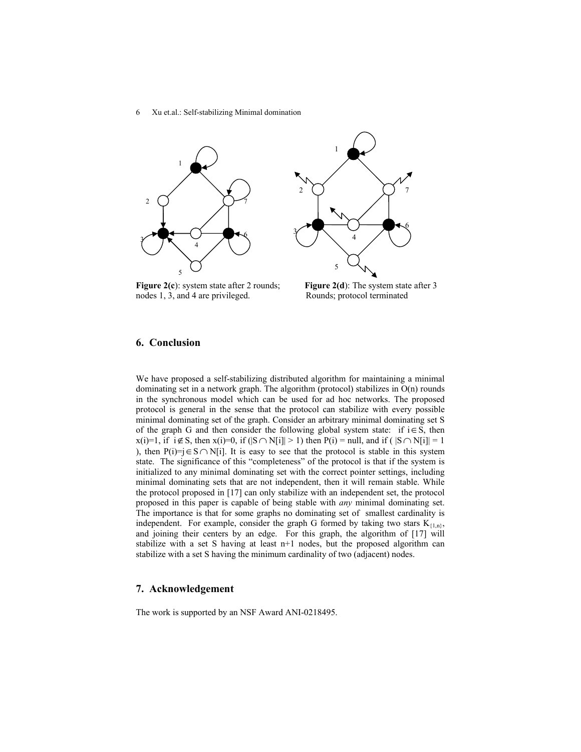**Figure 2(c)**: system state after 2 rounds; nodes 1, 3, and 4 are privileged.

**Figure 2(d)**: The system state after 3 Rounds; protocol terminated

## 6. Conclusion

We have proposed a self-stabilizing distributed algorithm for maintaining a minimal dominating set in a network graph. The algorithm (protocol) stabilizes in O(n) rounds in the synchronous model which can be used for ad hoc networks. The proposed protocol is general in the sense that the protocol can stabilize with every possible minimal dominating set of the graph. Consider an arbitrary minimal dominating set S of the graph G and then consider the following global system state: if $i \in S$, then $x(i)=1$, if $i \notin S$, then $x(i)=0$, if ($|S \cap N[i]| > 1$) then $P(i) = null$, and if ( $|S \cap N[i]| = 1$ ), then $P(i)=j \in S \cap N[i]$. It is easy to see that the protocol is stable in this system state. The significance of this "completeness" of the protocol is that if the system is initialized to any minimal dominating set with the correct pointer settings, including minimal dominating sets that are not independent, then it will remain stable. While the protocol proposed in [17] can only stabilize with an independent set, the protocol proposed in this paper is capable of being stable with *any* minimal dominating set. The importance is that for some graphs no dominating set of smallest cardinality is independent. For example, consider the graph G formed by taking two stars $K_{\{1,n\}}$, and joining their centers by an edge. For this graph, the algorithm of [17] will stabilize with a set S having at least n+1 nodes, but the proposed algorithm can stabilize with a set S having the minimum cardinality of two (adjacent) nodes.

## 7. Acknowledgement

The work is supported by an NSF Award ANI-0218495.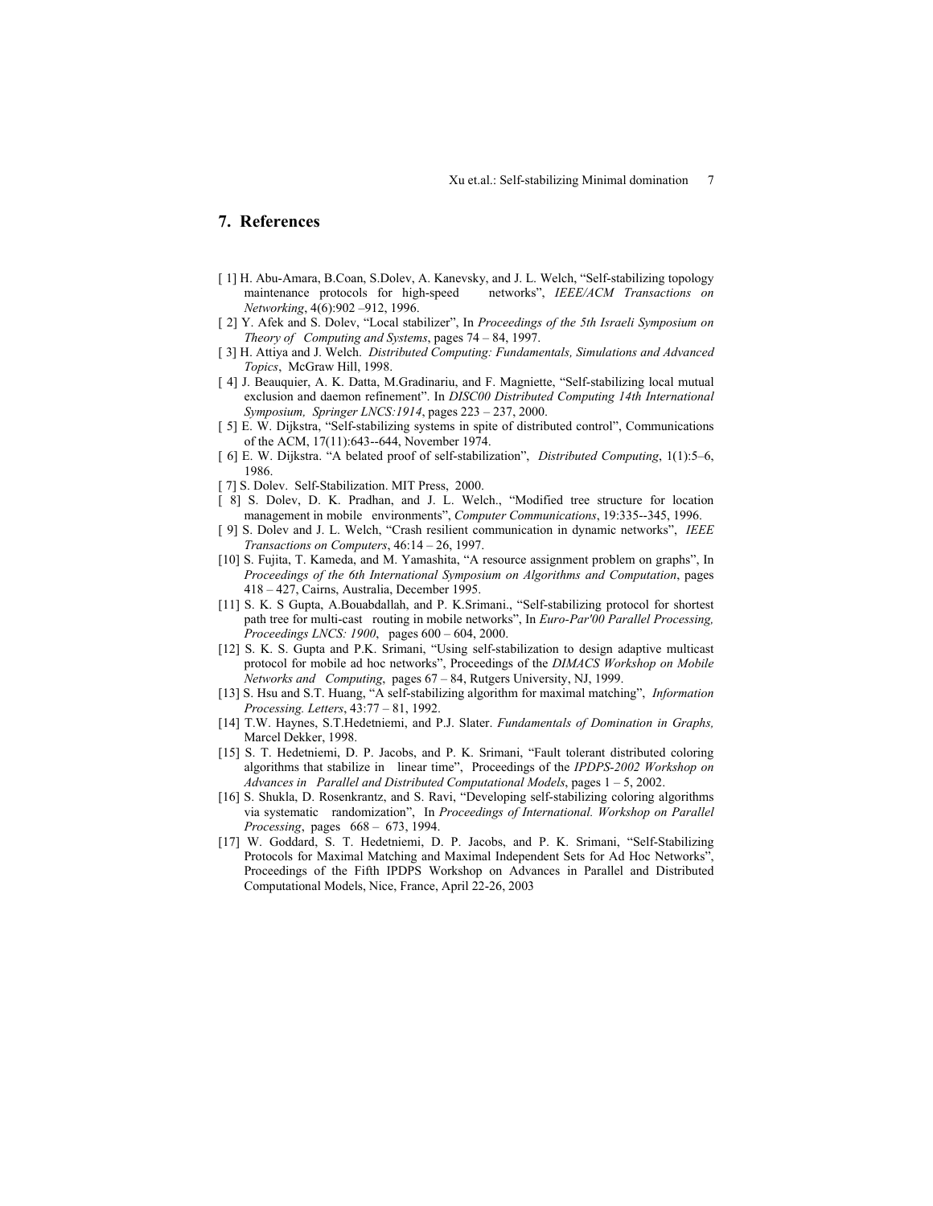## 7. References

[ 1] H. Abu-Amara, B.Coan, S.Dolev, A. Kanevsky, and J. L. Welch, "Self-stabilizing topology maintenance protocols for high-speed networks", *IEEE/ACM Transactions on Networking*, 4(6):902 –912, 1996.

[ 2] Y. Afek and S. Dolev, "Local stabilizer", In *Proceedings of the 5th Israeli Symposium on Theory of Computing and Systems*, pages 74 – 84, 1997.

[ 3] H. Attiya and J. Welch. *Distributed Computing: Fundamentals, Simulations and Advanced Topics*, McGraw Hill, 1998.

[ 4] J. Beauquier, A. K. Datta, M.Gradinariu, and F. Magniette, "Self-stabilizing local mutual exclusion and daemon refinement". In *DISC00 Distributed Computing 14th International Symposium, Springer LNCS:1914*, pages 223 – 237, 2000.

[ 5] E. W. Dijkstra, "Self-stabilizing systems in spite of distributed control", Communications of the ACM, 17(11):643--644, November 1974.

[ 6] E. W. Dijkstra. "A belated proof of self-stabilization", *Distributed Computing*, 1(1):5–6, 1986.

[ 7] S. Dolev. Self-Stabilization. MIT Press, 2000.

[ 8] S. Dolev, D. K. Pradhan, and J. L. Welch., "Modified tree structure for location management in mobile environments", *Computer Communications*, 19:335--345, 1996.

[ 9] S. Dolev and J. L. Welch, "Crash resilient communication in dynamic networks", *IEEE Transactions on Computers*, 46:14 – 26, 1997.

[10] S. Fujita, T. Kameda, and M. Yamashita, "A resource assignment problem on graphs", In *Proceedings of the 6th International Symposium on Algorithms and Computation*, pages 418 – 427, Cairns, Australia, December 1995.

[11] S. K. S Gupta, A.Bouabdallah, and P. K.Srimani., "Self-stabilizing protocol for shortest path tree for multi-cast routing in mobile networks", In *Euro-Par'00 Parallel Processing, Proceedings LNCS: 1900*, pages 600 – 604, 2000.

[12] S. K. S. Gupta and P.K. Srimani, "Using self-stabilization to design adaptive multicast protocol for mobile ad hoc networks", Proceedings of the *DIMACS Workshop on Mobile Networks and Computing*, pages 67 – 84, Rutgers University, NJ, 1999.

[13] S. Hsu and S.T. Huang, "A self-stabilizing algorithm for maximal matching", *Information Processing. Letters*, 43:77 – 81, 1992.

[14] T.W. Haynes, S.T.Hedetniemi, and P.J. Slater. *Fundamentals of Domination in Graphs,* Marcel Dekker, 1998.

[15] S. T. Hedetniemi, D. P. Jacobs, and P. K. Srimani, "Fault tolerant distributed coloring algorithms that stabilize in linear time", Proceedings of the *IPDPS-2002 Workshop on Advances in Parallel and Distributed Computational Models*, pages 1 – 5, 2002.

[16] S. Shukla, D. Rosenkrantz, and S. Ravi, "Developing self-stabilizing coloring algorithms via systematic randomization", In *Proceedings of International. Workshop on Parallel Processing*, pages 668 – 673, 1994.

[17] W. Goddard, S. T. Hedetniemi, D. P. Jacobs, and P. K. Srimani, "Self-Stabilizing Protocols for Maximal Matching and Maximal Independent Sets for Ad Hoc Networks", Proceedings of the Fifth IPDPS Workshop on Advances in Parallel and Distributed Computational Models, Nice, France, April 22-26, 2003